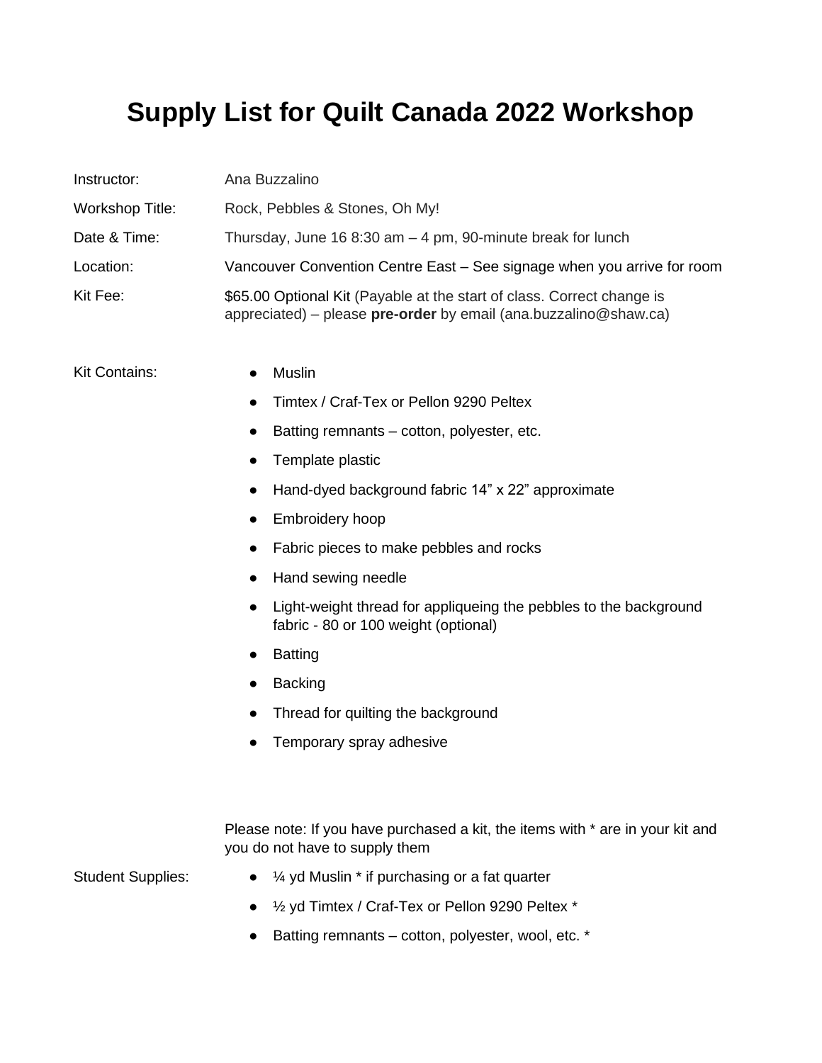# Supply List for Quilt Canada 2022 Workshop

| | |
|---|---|
| Instructor: | Ana Buzzalino |
| Workshop Title: | Rock, Pebbles & Stones, Oh My! |
| Date & Time: | Thursday, June 16 8:30 am – 4 pm, 90-minute break for lunch |
| Location: | Vancouver Convention Centre East – See signage when you arrive for room |
| Kit Fee: | $65.00 Optional Kit (Payable at the start of class. Correct change is appreciated) – please **pre-order** by email (ana.buzzalino@shaw.ca) |

Kit Contains:

- Muslin
- Timtex / Craf-Tex or Pellon 9290 Peltex
- Batting remnants – cotton, polyester, etc.
- Template plastic
- Hand-dyed background fabric 14" x 22" approximate
- Embroidery hoop
- Fabric pieces to make pebbles and rocks
- Hand sewing needle
- Light-weight thread for appliqueing the pebbles to the background fabric - 80 or 100 weight (optional)
- Batting
- Backing
- Thread for quilting the background
- Temporary spray adhesive

Please note: If you have purchased a kit, the items with * are in your kit and you do not have to supply them

Student Supplies:

- ¼ yd Muslin * if purchasing or a fat quarter
- ½ yd Timtex / Craf-Tex or Pellon 9290 Peltex *
- Batting remnants – cotton, polyester, wool, etc. *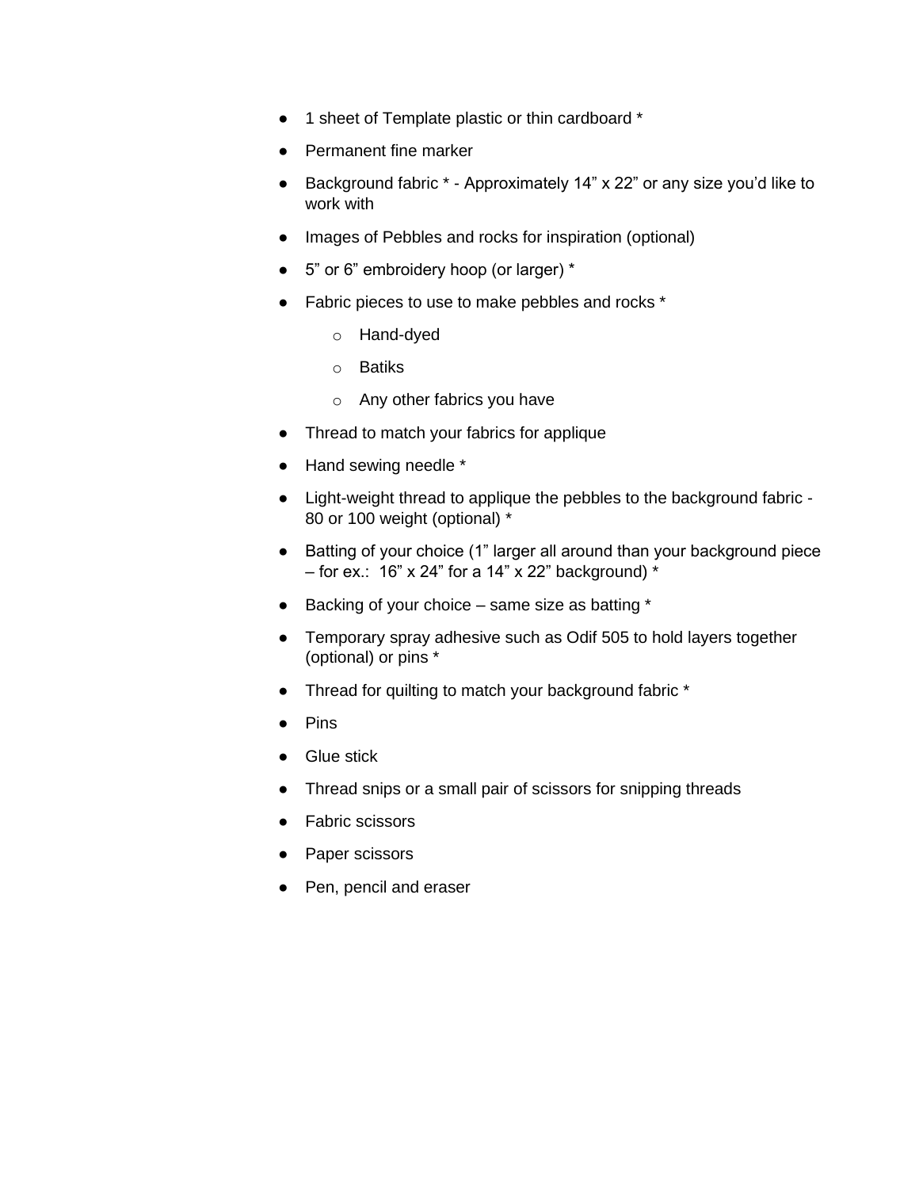- 1 sheet of Template plastic or thin cardboard *
- Permanent fine marker
- Background fabric * - Approximately 14” x 22” or any size you’d like to work with
- Images of Pebbles and rocks for inspiration (optional)
- 5” or 6” embroidery hoop (or larger) *
- Fabric pieces to use to make pebbles and rocks *
    - Hand-dyed
    - Batiks
    - Any other fabrics you have
- Thread to match your fabrics for applique
- Hand sewing needle *
- Light-weight thread to applique the pebbles to the background fabric - 80 or 100 weight (optional) *
- Batting of your choice (1” larger all around than your background piece – for ex.: 16” x 24” for a 14” x 22” background) *
- Backing of your choice – same size as batting *
- Temporary spray adhesive such as Odif 505 to hold layers together (optional) or pins *
- Thread for quilting to match your background fabric *
- Pins
- Glue stick
- Thread snips or a small pair of scissors for snipping threads
- Fabric scissors
- Paper scissors
- Pen, pencil and eraser